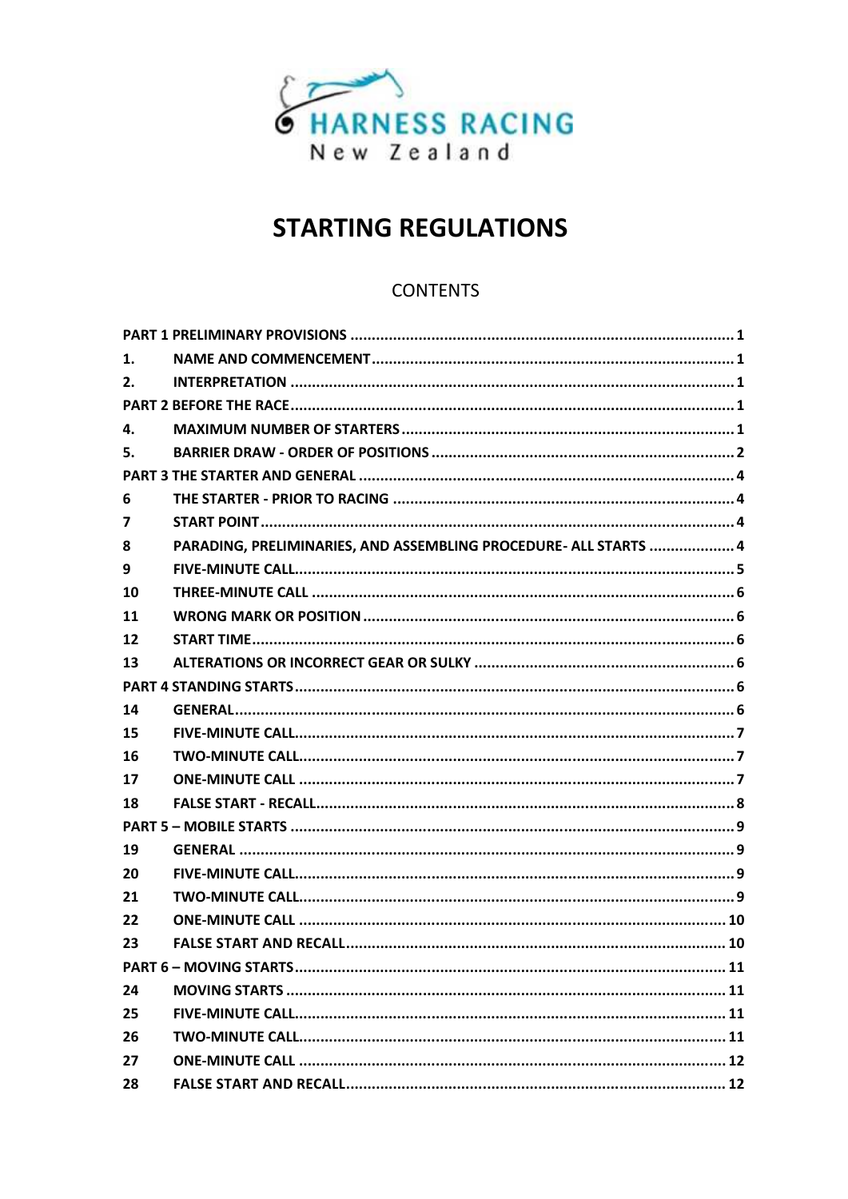HARNESS RACING
New Zealand

# STARTING REGULATIONS

## CONTENTS

| | | |
|---|---|---|
| **PART 1 PRELIMINARY PROVISIONS** | | **1** |
| **1.** | **NAME AND COMMENCEMENT** | **1** |
| **2.** | **INTERPRETATION** | **1** |
| **PART 2 BEFORE THE RACE** | | **1** |
| **4.** | **MAXIMUM NUMBER OF STARTERS** | **1** |
| **5.** | **BARRIER DRAW - ORDER OF POSITIONS** | **2** |
| **PART 3 THE STARTER AND GENERAL** | | **4** |
| **6** | **THE STARTER - PRIOR TO RACING** | **4** |
| **7** | **START POINT** | **4** |
| **8** | **PARADING, PRELIMINARIES, AND ASSEMBLING PROCEDURE- ALL STARTS** | **4** |
| **9** | **FIVE-MINUTE CALL** | **5** |
| **10** | **THREE-MINUTE CALL** | **6** |
| **11** | **WRONG MARK OR POSITION** | **6** |
| **12** | **START TIME** | **6** |
| **13** | **ALTERATIONS OR INCORRECT GEAR OR SULKY** | **6** |
| **PART 4 STANDING STARTS** | | **6** |
| **14** | **GENERAL** | **6** |
| **15** | **FIVE-MINUTE CALL** | **7** |
| **16** | **TWO-MINUTE CALL** | **7** |
| **17** | **ONE-MINUTE CALL** | **7** |
| **18** | **FALSE START - RECALL** | **8** |
| **PART 5 – MOBILE STARTS** | | **9** |
| **19** | **GENERAL** | **9** |
| **20** | **FIVE-MINUTE CALL** | **9** |
| **21** | **TWO-MINUTE CALL** | **9** |
| **22** | **ONE-MINUTE CALL** | **10** |
| **23** | **FALSE START AND RECALL** | **10** |
| **PART 6 – MOVING STARTS** | | **11** |
| **24** | **MOVING STARTS** | **11** |
| **25** | **FIVE-MINUTE CALL** | **11** |
| **26** | **TWO-MINUTE CALL** | **11** |
| **27** | **ONE-MINUTE CALL** | **12** |
| **28** | **FALSE START AND RECALL** | **12** |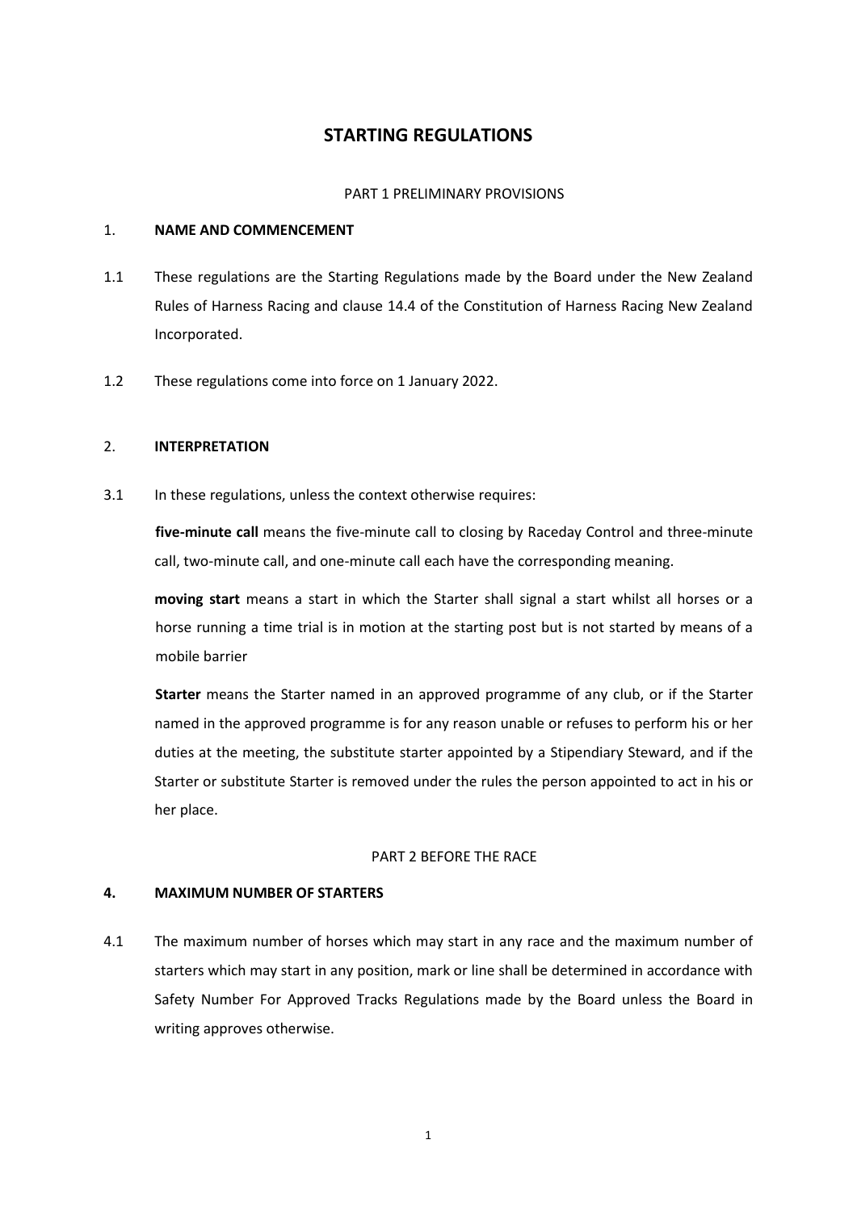# STARTING REGULATIONS

PART 1 PRELIMINARY PROVISIONS

## 1. NAME AND COMMENCEMENT

1.1 These regulations are the Starting Regulations made by the Board under the New Zealand Rules of Harness Racing and clause 14.4 of the Constitution of Harness Racing New Zealand Incorporated.

1.2 These regulations come into force on 1 January 2022.

## 2. INTERPRETATION

3.1 In these regulations, unless the context otherwise requires:

**five-minute call** means the five-minute call to closing by Raceday Control and three-minute call, two-minute call, and one-minute call each have the corresponding meaning.

**moving start** means a start in which the Starter shall signal a start whilst all horses or a horse running a time trial is in motion at the starting post but is not started by means of a mobile barrier

**Starter** means the Starter named in an approved programme of any club, or if the Starter named in the approved programme is for any reason unable or refuses to perform his or her duties at the meeting, the substitute starter appointed by a Stipendiary Steward, and if the Starter or substitute Starter is removed under the rules the person appointed to act in his or her place.

PART 2 BEFORE THE RACE

## 4. MAXIMUM NUMBER OF STARTERS

4.1 The maximum number of horses which may start in any race and the maximum number of starters which may start in any position, mark or line shall be determined in accordance with Safety Number For Approved Tracks Regulations made by the Board unless the Board in writing approves otherwise.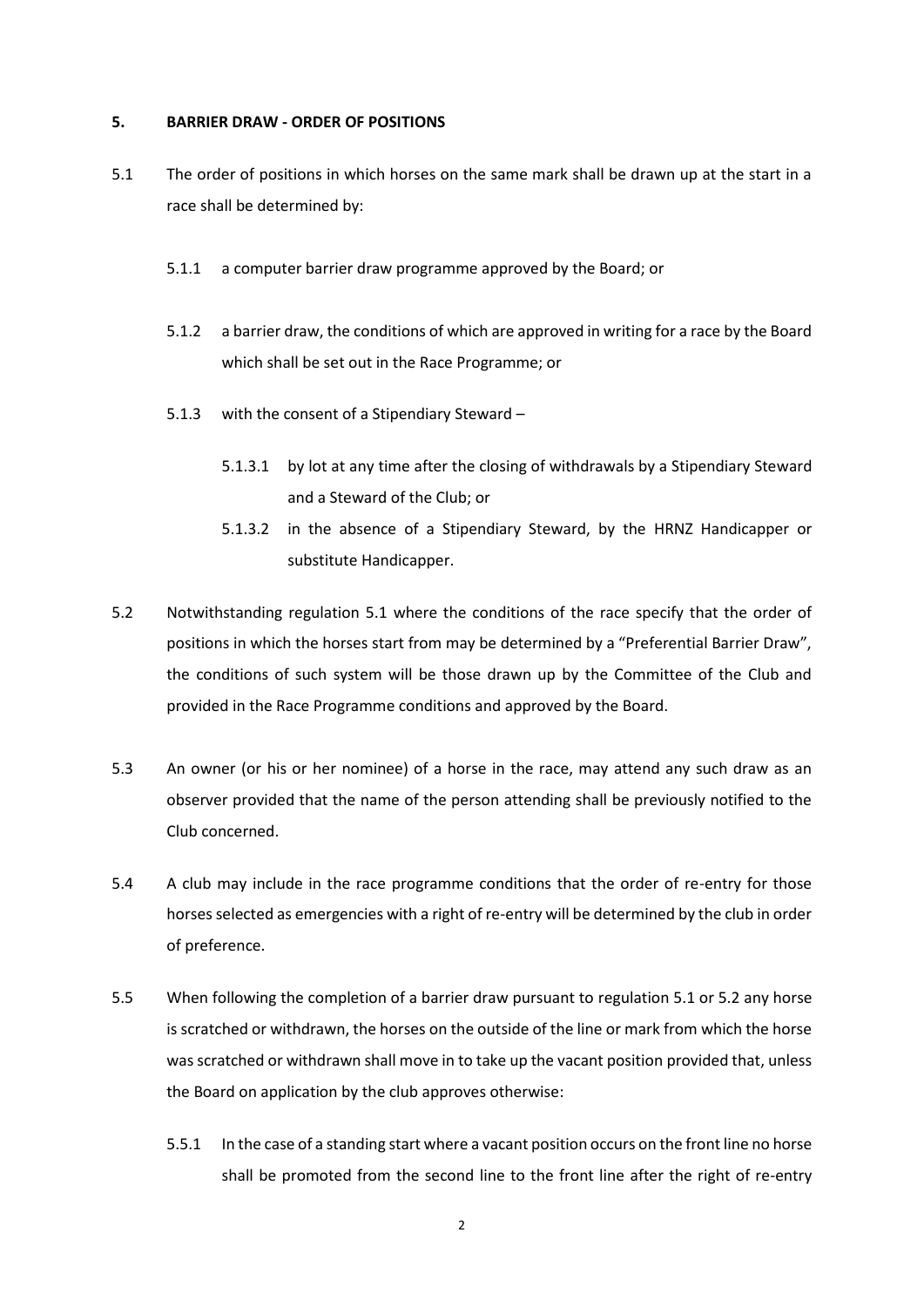## 5. BARRIER DRAW - ORDER OF POSITIONS

5.1 The order of positions in which horses on the same mark shall be drawn up at the start in a race shall be determined by:

- 5.1.1 a computer barrier draw programme approved by the Board; or
- 5.1.2 a barrier draw, the conditions of which are approved in writing for a race by the Board which shall be set out in the Race Programme; or
- 5.1.3 with the consent of a Stipendiary Steward –
  - 5.1.3.1 by lot at any time after the closing of withdrawals by a Stipendiary Steward and a Steward of the Club; or
  - 5.1.3.2 in the absence of a Stipendiary Steward, by the HRNZ Handicapper or substitute Handicapper.

5.2 Notwithstanding regulation 5.1 where the conditions of the race specify that the order of positions in which the horses start from may be determined by a "Preferential Barrier Draw", the conditions of such system will be those drawn up by the Committee of the Club and provided in the Race Programme conditions and approved by the Board.

5.3 An owner (or his or her nominee) of a horse in the race, may attend any such draw as an observer provided that the name of the person attending shall be previously notified to the Club concerned.

5.4 A club may include in the race programme conditions that the order of re-entry for those horses selected as emergencies with a right of re-entry will be determined by the club in order of preference.

5.5 When following the completion of a barrier draw pursuant to regulation 5.1 or 5.2 any horse is scratched or withdrawn, the horses on the outside of the line or mark from which the horse was scratched or withdrawn shall move in to take up the vacant position provided that, unless the Board on application by the club approves otherwise:

- 5.5.1 In the case of a standing start where a vacant position occurs on the front line no horse shall be promoted from the second line to the front line after the right of re-entry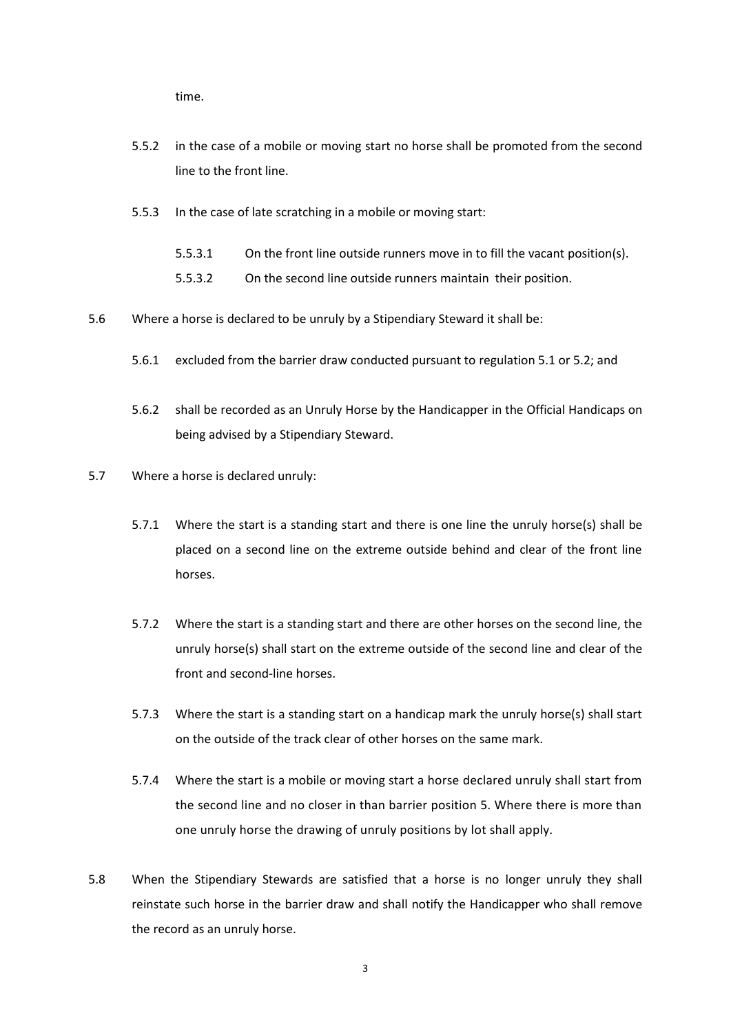time.

5.5.2 in the case of a mobile or moving start no horse shall be promoted from the second line to the front line.

5.5.3 In the case of late scratching in a mobile or moving start:

5.5.3.1 On the front line outside runners move in to fill the vacant position(s).

5.5.3.2 On the second line outside runners maintain their position.

5.6 Where a horse is declared to be unruly by a Stipendiary Steward it shall be:

5.6.1 excluded from the barrier draw conducted pursuant to regulation 5.1 or 5.2; and

5.6.2 shall be recorded as an Unruly Horse by the Handicapper in the Official Handicaps on being advised by a Stipendiary Steward.

5.7 Where a horse is declared unruly:

5.7.1 Where the start is a standing start and there is one line the unruly horse(s) shall be placed on a second line on the extreme outside behind and clear of the front line horses.

5.7.2 Where the start is a standing start and there are other horses on the second line, the unruly horse(s) shall start on the extreme outside of the second line and clear of the front and second-line horses.

5.7.3 Where the start is a standing start on a handicap mark the unruly horse(s) shall start on the outside of the track clear of other horses on the same mark.

5.7.4 Where the start is a mobile or moving start a horse declared unruly shall start from the second line and no closer in than barrier position 5. Where there is more than one unruly horse the drawing of unruly positions by lot shall apply.

5.8 When the Stipendiary Stewards are satisfied that a horse is no longer unruly they shall reinstate such horse in the barrier draw and shall notify the Handicapper who shall remove the record as an unruly horse.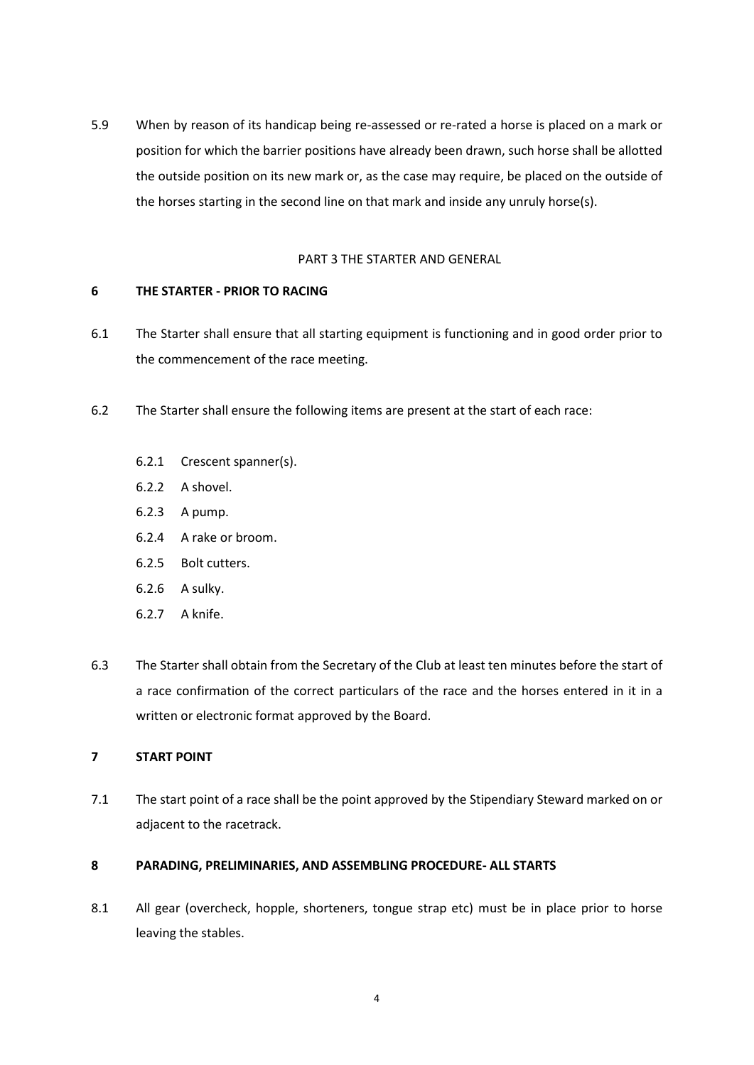5.9 When by reason of its handicap being re-assessed or re-rated a horse is placed on a mark or position for which the barrier positions have already been drawn, such horse shall be allotted the outside position on its new mark or, as the case may require, be placed on the outside of the horses starting in the second line on that mark and inside any unruly horse(s).

PART 3 THE STARTER AND GENERAL

## 6 THE STARTER - PRIOR TO RACING

6.1 The Starter shall ensure that all starting equipment is functioning and in good order prior to the commencement of the race meeting.

6.2 The Starter shall ensure the following items are present at the start of each race:

- 6.2.1 Crescent spanner(s).
- 6.2.2 A shovel.
- 6.2.3 A pump.
- 6.2.4 A rake or broom.
- 6.2.5 Bolt cutters.
- 6.2.6 A sulky.
- 6.2.7 A knife.

6.3 The Starter shall obtain from the Secretary of the Club at least ten minutes before the start of a race confirmation of the correct particulars of the race and the horses entered in it in a written or electronic format approved by the Board.

## 7 START POINT

7.1 The start point of a race shall be the point approved by the Stipendiary Steward marked on or adjacent to the racetrack.

## 8 PARADING, PRELIMINARIES, AND ASSEMBLING PROCEDURE- ALL STARTS

8.1 All gear (overcheck, hopple, shorteners, tongue strap etc) must be in place prior to horse leaving the stables.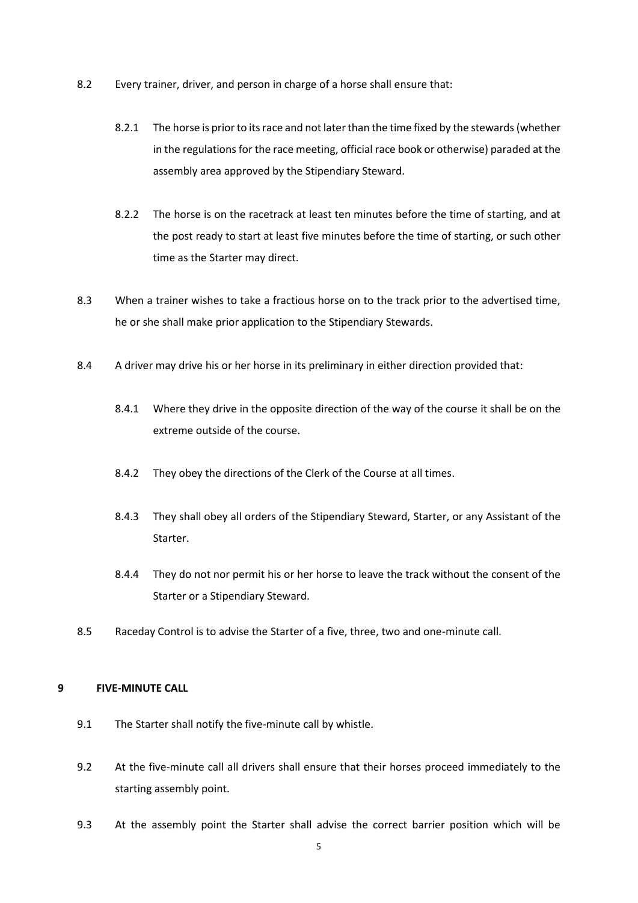8.2 Every trainer, driver, and person in charge of a horse shall ensure that:

8.2.1 The horse is prior to its race and not later than the time fixed by the stewards (whether in the regulations for the race meeting, official race book or otherwise) paraded at the assembly area approved by the Stipendiary Steward.

8.2.2 The horse is on the racetrack at least ten minutes before the time of starting, and at the post ready to start at least five minutes before the time of starting, or such other time as the Starter may direct.

8.3 When a trainer wishes to take a fractious horse on to the track prior to the advertised time, he or she shall make prior application to the Stipendiary Stewards.

8.4 A driver may drive his or her horse in its preliminary in either direction provided that:

8.4.1 Where they drive in the opposite direction of the way of the course it shall be on the extreme outside of the course.

8.4.2 They obey the directions of the Clerk of the Course at all times.

8.4.3 They shall obey all orders of the Stipendiary Steward, Starter, or any Assistant of the Starter.

8.4.4 They do not nor permit his or her horse to leave the track without the consent of the Starter or a Stipendiary Steward.

8.5 Raceday Control is to advise the Starter of a five, three, two and one-minute call.

## 9 FIVE-MINUTE CALL

9.1 The Starter shall notify the five-minute call by whistle.

9.2 At the five-minute call all drivers shall ensure that their horses proceed immediately to the starting assembly point.

9.3 At the assembly point the Starter shall advise the correct barrier position which will be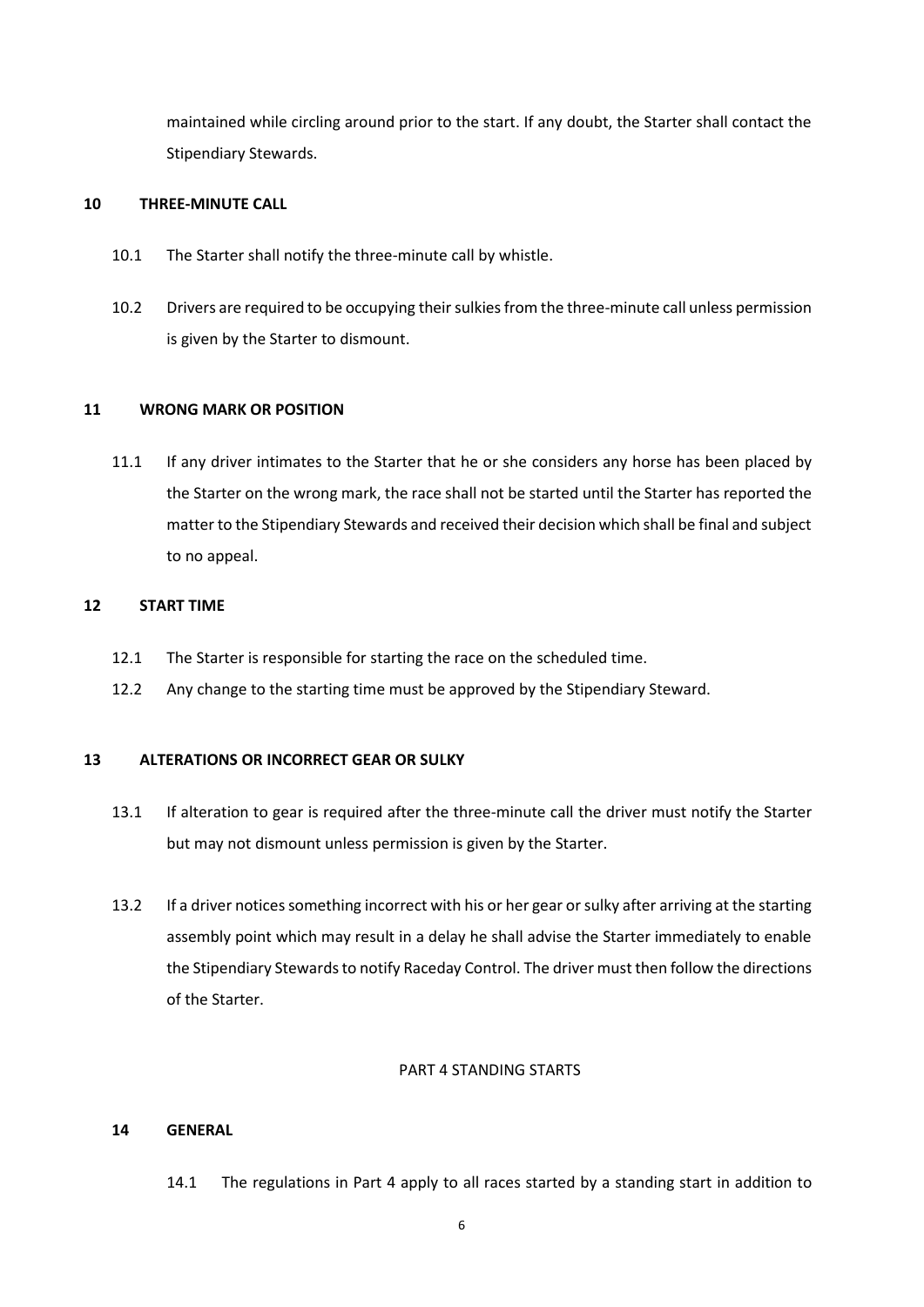maintained while circling around prior to the start. If any doubt, the Starter shall contact the Stipendiary Stewards.

## 10 THREE-MINUTE CALL

10.1 The Starter shall notify the three-minute call by whistle.

10.2 Drivers are required to be occupying their sulkies from the three-minute call unless permission is given by the Starter to dismount.

## 11 WRONG MARK OR POSITION

11.1 If any driver intimates to the Starter that he or she considers any horse has been placed by the Starter on the wrong mark, the race shall not be started until the Starter has reported the matter to the Stipendiary Stewards and received their decision which shall be final and subject to no appeal.

## 12 START TIME

12.1 The Starter is responsible for starting the race on the scheduled time.

12.2 Any change to the starting time must be approved by the Stipendiary Steward.

## 13 ALTERATIONS OR INCORRECT GEAR OR SULKY

13.1 If alteration to gear is required after the three-minute call the driver must notify the Starter but may not dismount unless permission is given by the Starter.

13.2 If a driver notices something incorrect with his or her gear or sulky after arriving at the starting assembly point which may result in a delay he shall advise the Starter immediately to enable the Stipendiary Stewards to notify Raceday Control. The driver must then follow the directions of the Starter.

# PART 4 STANDING STARTS

## 14 GENERAL

14.1 The regulations in Part 4 apply to all races started by a standing start in addition to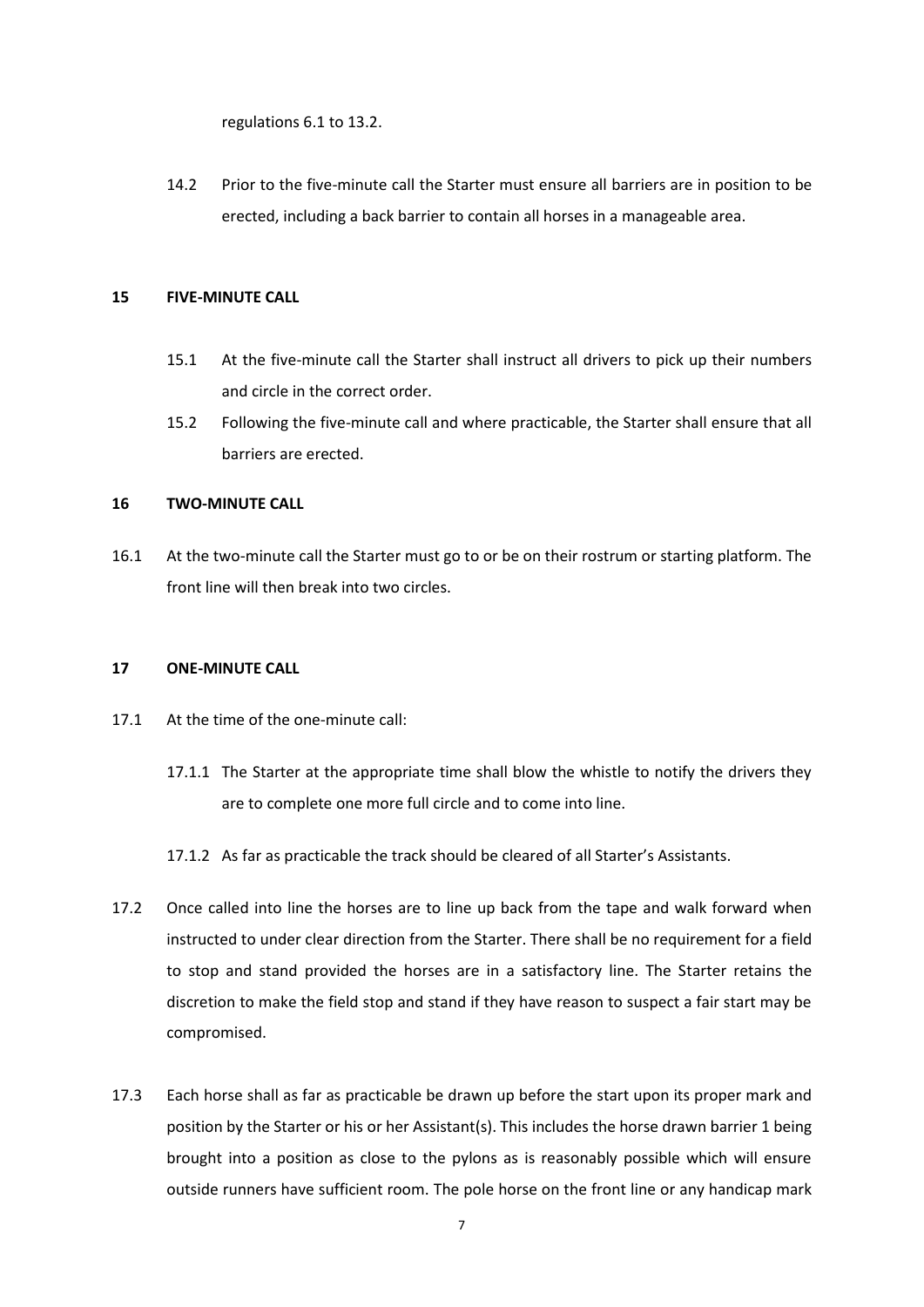regulations 6.1 to 13.2.

14.2 Prior to the five-minute call the Starter must ensure all barriers are in position to be erected, including a back barrier to contain all horses in a manageable area.

## 15 FIVE-MINUTE CALL

15.1 At the five-minute call the Starter shall instruct all drivers to pick up their numbers and circle in the correct order.

15.2 Following the five-minute call and where practicable, the Starter shall ensure that all barriers are erected.

## 16 TWO-MINUTE CALL

16.1 At the two-minute call the Starter must go to or be on their rostrum or starting platform. The front line will then break into two circles.

## 17 ONE-MINUTE CALL

17.1 At the time of the one-minute call:

17.1.1 The Starter at the appropriate time shall blow the whistle to notify the drivers they are to complete one more full circle and to come into line.

17.1.2 As far as practicable the track should be cleared of all Starter's Assistants.

17.2 Once called into line the horses are to line up back from the tape and walk forward when instructed to under clear direction from the Starter. There shall be no requirement for a field to stop and stand provided the horses are in a satisfactory line. The Starter retains the discretion to make the field stop and stand if they have reason to suspect a fair start may be compromised.

17.3 Each horse shall as far as practicable be drawn up before the start upon its proper mark and position by the Starter or his or her Assistant(s). This includes the horse drawn barrier 1 being brought into a position as close to the pylons as is reasonably possible which will ensure outside runners have sufficient room. The pole horse on the front line or any handicap mark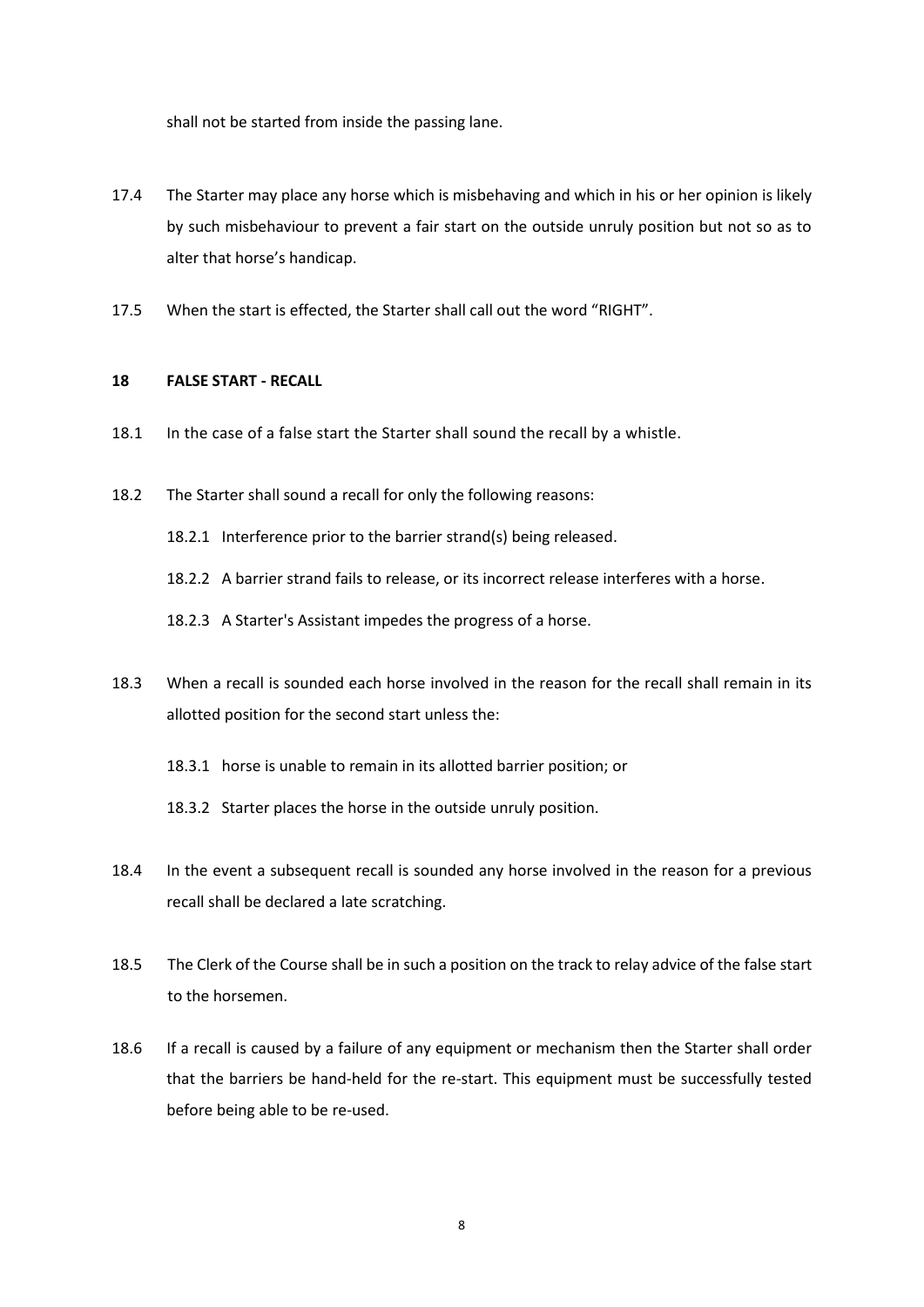shall not be started from inside the passing lane.

17.4 The Starter may place any horse which is misbehaving and which in his or her opinion is likely by such misbehaviour to prevent a fair start on the outside unruly position but not so as to alter that horse's handicap.

17.5 When the start is effected, the Starter shall call out the word "RIGHT".

## 18 FALSE START - RECALL

18.1 In the case of a false start the Starter shall sound the recall by a whistle.

18.2 The Starter shall sound a recall for only the following reasons:

18.2.1 Interference prior to the barrier strand(s) being released.

18.2.2 A barrier strand fails to release, or its incorrect release interferes with a horse.

18.2.3 A Starter's Assistant impedes the progress of a horse.

18.3 When a recall is sounded each horse involved in the reason for the recall shall remain in its allotted position for the second start unless the:

18.3.1 horse is unable to remain in its allotted barrier position; or

18.3.2 Starter places the horse in the outside unruly position.

18.4 In the event a subsequent recall is sounded any horse involved in the reason for a previous recall shall be declared a late scratching.

18.5 The Clerk of the Course shall be in such a position on the track to relay advice of the false start to the horsemen.

18.6 If a recall is caused by a failure of any equipment or mechanism then the Starter shall order that the barriers be hand-held for the re-start. This equipment must be successfully tested before being able to be re-used.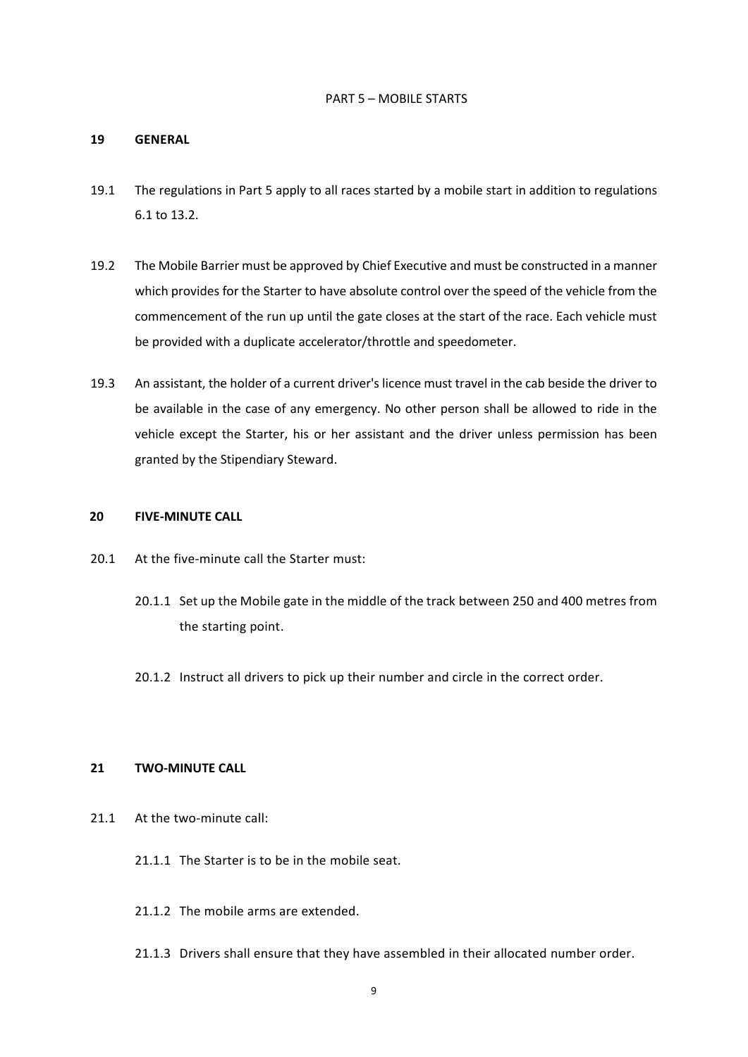# PART 5 – MOBILE STARTS

## 19 GENERAL

19.1 The regulations in Part 5 apply to all races started by a mobile start in addition to regulations 6.1 to 13.2.

19.2 The Mobile Barrier must be approved by Chief Executive and must be constructed in a manner which provides for the Starter to have absolute control over the speed of the vehicle from the commencement of the run up until the gate closes at the start of the race. Each vehicle must be provided with a duplicate accelerator/throttle and speedometer.

19.3 An assistant, the holder of a current driver's licence must travel in the cab beside the driver to be available in the case of any emergency. No other person shall be allowed to ride in the vehicle except the Starter, his or her assistant and the driver unless permission has been granted by the Stipendiary Steward.

## 20 FIVE-MINUTE CALL

20.1 At the five-minute call the Starter must:

- 20.1.1 Set up the Mobile gate in the middle of the track between 250 and 400 metres from the starting point.
- 20.1.2 Instruct all drivers to pick up their number and circle in the correct order.

## 21 TWO-MINUTE CALL

21.1 At the two-minute call:

- 21.1.1 The Starter is to be in the mobile seat.
- 21.1.2 The mobile arms are extended.
- 21.1.3 Drivers shall ensure that they have assembled in their allocated number order.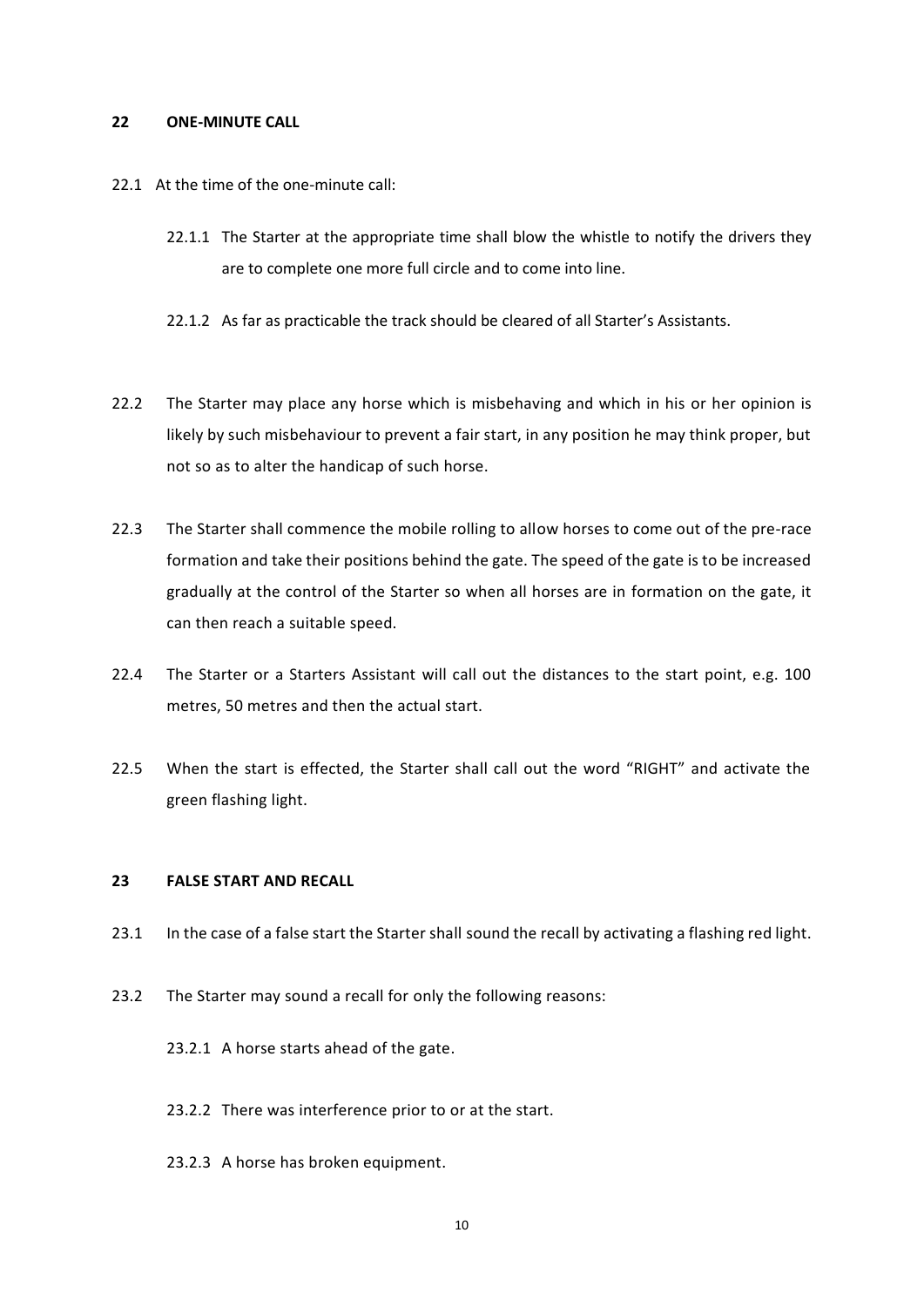## 22 ONE-MINUTE CALL

22.1 At the time of the one-minute call:

22.1.1 The Starter at the appropriate time shall blow the whistle to notify the drivers they are to complete one more full circle and to come into line.

22.1.2 As far as practicable the track should be cleared of all Starter's Assistants.

22.2 The Starter may place any horse which is misbehaving and which in his or her opinion is likely by such misbehaviour to prevent a fair start, in any position he may think proper, but not so as to alter the handicap of such horse.

22.3 The Starter shall commence the mobile rolling to allow horses to come out of the pre-race formation and take their positions behind the gate. The speed of the gate is to be increased gradually at the control of the Starter so when all horses are in formation on the gate, it can then reach a suitable speed.

22.4 The Starter or a Starters Assistant will call out the distances to the start point, e.g. 100 metres, 50 metres and then the actual start.

22.5 When the start is effected, the Starter shall call out the word "RIGHT" and activate the green flashing light.

## 23 FALSE START AND RECALL

23.1 In the case of a false start the Starter shall sound the recall by activating a flashing red light.

23.2 The Starter may sound a recall for only the following reasons:

23.2.1 A horse starts ahead of the gate.

23.2.2 There was interference prior to or at the start.

23.2.3 A horse has broken equipment.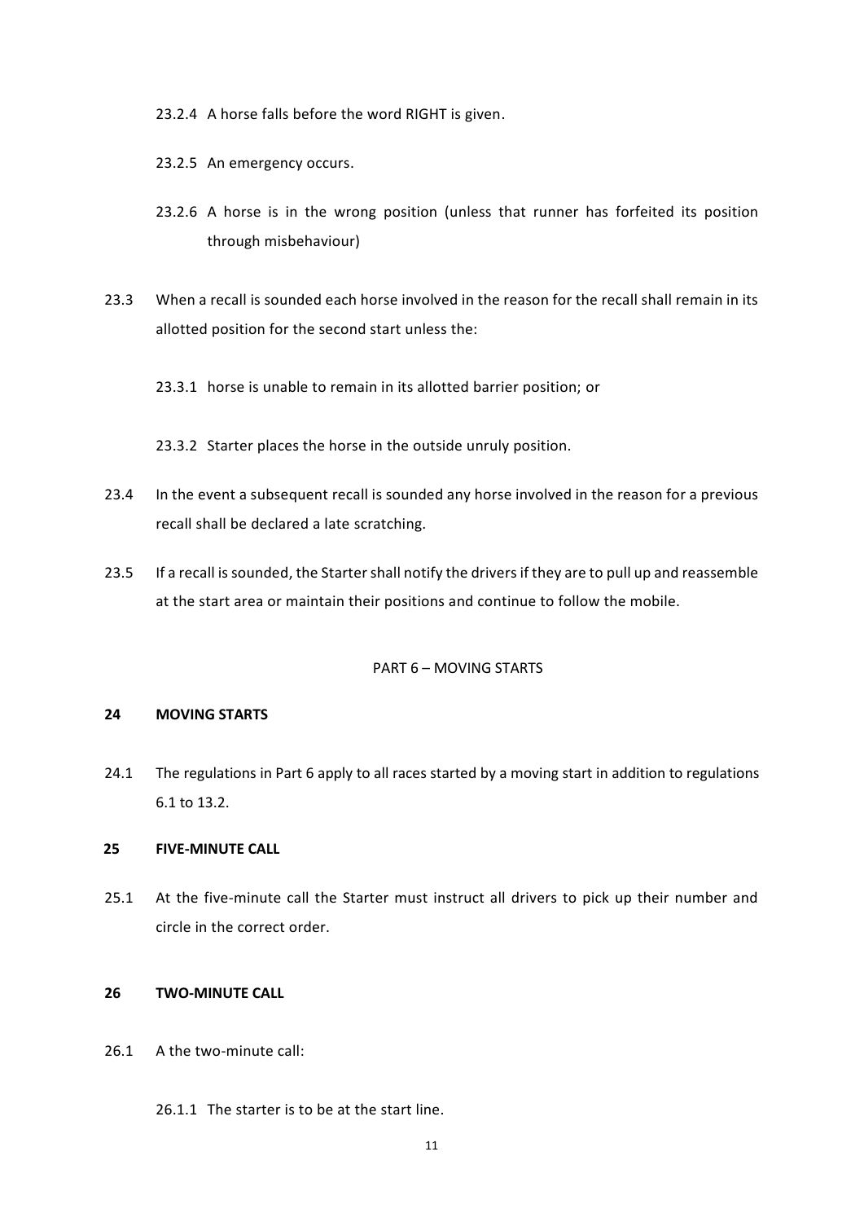23.2.4 A horse falls before the word RIGHT is given.

23.2.5 An emergency occurs.

23.2.6 A horse is in the wrong position (unless that runner has forfeited its position through misbehaviour)

23.3 When a recall is sounded each horse involved in the reason for the recall shall remain in its allotted position for the second start unless the:

23.3.1 horse is unable to remain in its allotted barrier position; or

23.3.2 Starter places the horse in the outside unruly position.

23.4 In the event a subsequent recall is sounded any horse involved in the reason for a previous recall shall be declared a late scratching.

23.5 If a recall is sounded, the Starter shall notify the drivers if they are to pull up and reassemble at the start area or maintain their positions and continue to follow the mobile.

## PART 6 – MOVING STARTS

### 24 MOVING STARTS

24.1 The regulations in Part 6 apply to all races started by a moving start in addition to regulations 6.1 to 13.2.

### 25 FIVE-MINUTE CALL

25.1 At the five-minute call the Starter must instruct all drivers to pick up their number and circle in the correct order.

### 26 TWO-MINUTE CALL

26.1 A the two-minute call:

26.1.1 The starter is to be at the start line.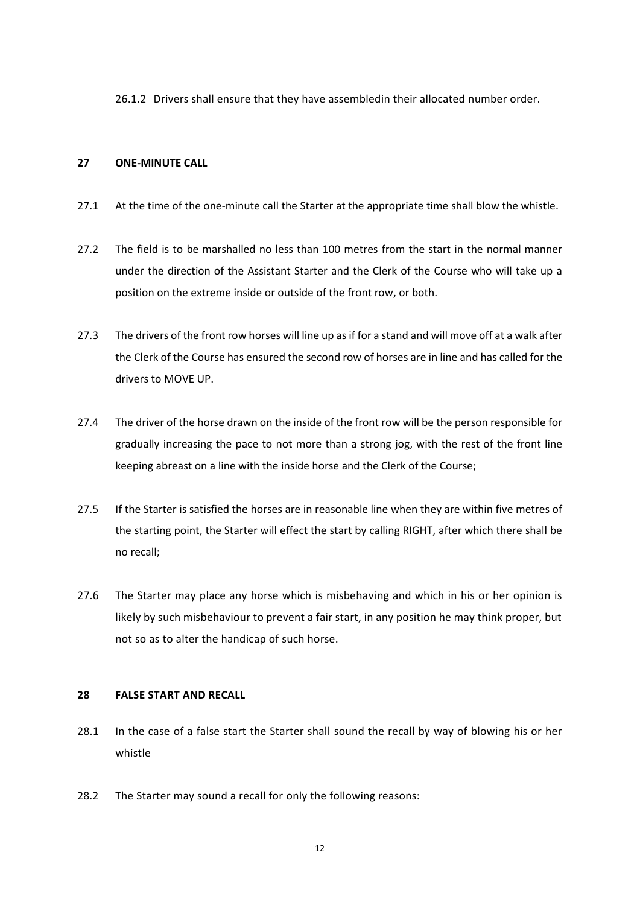26.1.2 Drivers shall ensure that they have assembledin their allocated number order.

## 27 ONE-MINUTE CALL

27.1 At the time of the one-minute call the Starter at the appropriate time shall blow the whistle.

27.2 The field is to be marshalled no less than 100 metres from the start in the normal manner under the direction of the Assistant Starter and the Clerk of the Course who will take up a position on the extreme inside or outside of the front row, or both.

27.3 The drivers of the front row horses will line up as if for a stand and will move off at a walk after the Clerk of the Course has ensured the second row of horses are in line and has called for the drivers to MOVE UP.

27.4 The driver of the horse drawn on the inside of the front row will be the person responsible for gradually increasing the pace to not more than a strong jog, with the rest of the front line keeping abreast on a line with the inside horse and the Clerk of the Course;

27.5 If the Starter is satisfied the horses are in reasonable line when they are within five metres of the starting point, the Starter will effect the start by calling RIGHT, after which there shall be no recall;

27.6 The Starter may place any horse which is misbehaving and which in his or her opinion is likely by such misbehaviour to prevent a fair start, in any position he may think proper, but not so as to alter the handicap of such horse.

## 28 FALSE START AND RECALL

28.1 In the case of a false start the Starter shall sound the recall by way of blowing his or her whistle

28.2 The Starter may sound a recall for only the following reasons: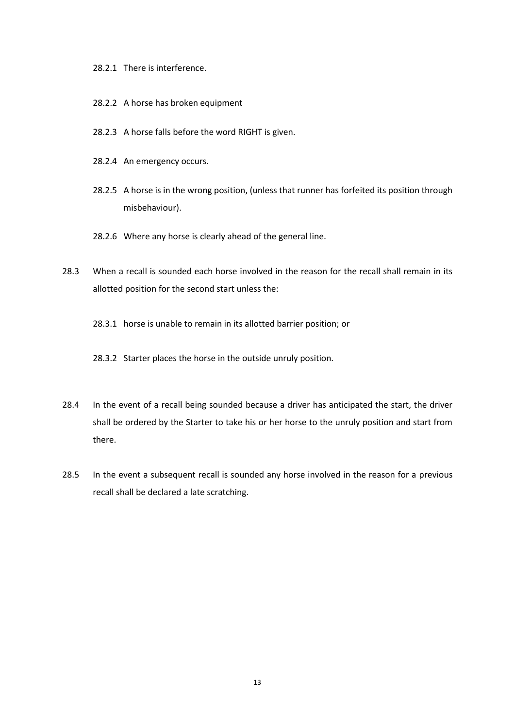28.2.1 There is interference.

28.2.2 A horse has broken equipment

28.2.3 A horse falls before the word RIGHT is given.

28.2.4 An emergency occurs.

28.2.5 A horse is in the wrong position, (unless that runner has forfeited its position through misbehaviour).

28.2.6 Where any horse is clearly ahead of the general line.

28.3 When a recall is sounded each horse involved in the reason for the recall shall remain in its allotted position for the second start unless the:

28.3.1 horse is unable to remain in its allotted barrier position; or

28.3.2 Starter places the horse in the outside unruly position.

28.4 In the event of a recall being sounded because a driver has anticipated the start, the driver shall be ordered by the Starter to take his or her horse to the unruly position and start from there.

28.5 In the event a subsequent recall is sounded any horse involved in the reason for a previous recall shall be declared a late scratching.